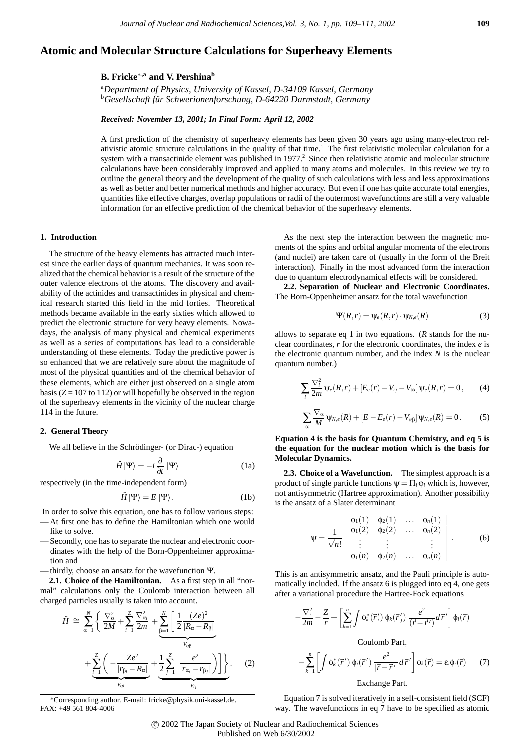# Atomic and Molecular Structure Calculations for Superheavy Elements

**B. Fricke*,[a] and V. Pershina[b]**

[a]*Department of Physics, University of Kassel, D-34109 Kassel, Germany*
[b]*Gesellschaft für Schwerionenforschung, D-64220 Darmstadt, Germany*

***Received: November 13, 2001; In Final Form: April 12, 2002***

A first prediction of the chemistry of superheavy elements has been given 30 years ago using many-electron relativistic atomic structure calculations in the quality of that time.[1] The first relativistic molecular calculation for a system with a transactinide element was published in 1977.[2] Since then relativistic atomic and molecular structure calculations have been considerably improved and applied to many atoms and molecules. In this review we try to outline the general theory and the development of the quality of such calculations with less and less approximations as well as better and better numerical methods and higher accuracy. But even if one has quite accurate total energies, quantities like effective charges, overlap populations or radii of the outermost wavefunctions are still a very valuable information for an effective prediction of the chemical behavior of the superheavy elements.

## 1. Introduction

The structure of the heavy elements has attracted much interest since the earlier days of quantum mechanics. It was soon realized that the chemical behavior is a result of the structure of the outer valence electrons of the atoms. The discovery and availability of the actinides and transactinides in physical and chemical research started this field in the mid forties. Theoretical methods became available in the early sixties which allowed to predict the electronic structure for very heavy elements. Nowadays, the analysis of many physical and chemical experiments as well as a series of computations has lead to a considerable understanding of these elements. Today the predictive power is so enhanced that we are relatively sure about the magnitude of most of the physical quantities and of the chemical behavior of these elements, which are either just observed on a single atom basis ($Z = 107$ to 112) or will hopefully be observed in the region of the superheavy elements in the vicinity of the nuclear charge 114 in the future.

## 2. General Theory

We all believe in the Schrödinger- (or Dirac-) equation

$$\hat{H}\,|\Psi\rangle = -i\,\frac{\partial}{\partial t}\,|\Psi\rangle \tag{1a}$$

respectively (in the time-independent form)

$$\hat{H}\,|\Psi\rangle = E\,|\Psi\rangle\,. \tag{1b}$$

In order to solve this equation, one has to follow various steps:

- At first one has to define the Hamiltonian which one would like to solve.
- Secondly, one has to separate the nuclear and electronic coordinates with the help of the Born-Oppenheimer approximation and
- thirdly, choose an ansatz for the wavefunction $\Psi$.

**2.1. Choice of the Hamiltonian.** As a first step in all "normal" calculations only the Coulomb interaction between all charged particles usually is taken into account.

$$\hat{H} \cong \sum_{\alpha=1}^{N}\left\{\frac{\nabla_\alpha^2}{2M} + \sum_{i=1}^{Z}\frac{\nabla_{\alpha_i}^2}{2m} + \underbrace{\sum_{\beta=1}^{N}\left[\frac{1}{2}\frac{(Ze)^2}{|R_\alpha - R_\beta|}\right]}_{V_{\alpha\beta}} + \underbrace{\sum_{i=1}^{Z}\left(-\frac{Ze^2}{|r_{\beta_i} - R_\alpha|}\right)}_{V_{\alpha i}} + \underbrace{\frac{1}{2}\sum_{j=1}^{Z}\frac{e^2}{|r_{\alpha_i} - r_{\beta_j}|}\Bigg)\Bigg]}_{V_{ij}}\right\}. \tag{2}$$

As the next step the interaction between the magnetic moments of the spins and orbital angular momenta of the electrons (and nuclei) are taken care of (usually in the form of the Breit interaction). Finally in the most advanced form the interaction due to quantum electrodynamical effects will be considered.

**2.2. Separation of Nuclear and Electronic Coordinates.** The Born-Oppenheimer ansatz for the total wavefunction

$$\Psi(R, r) = \psi_e(R, r)\cdot\psi_{N,e}(R) \tag{3}$$

allows to separate eq 1 in two equations. ($R$ stands for the nuclear coordinates, $r$ for the electronic coordinates, the index $e$ is the electronic quantum number, and the index $N$ is the nuclear quantum number.)

$$\sum_i \frac{\nabla_i^2}{2m}\,\psi_e(R, r) + [E_e(r) - V_{ij} - V_{\alpha i}]\,\psi_e(R, r) = 0\,, \tag{4}$$

$$\sum_\alpha \frac{\nabla_\alpha}{M}\,\psi_{N,e}(R) + [E - E_e(r) - V_{\alpha\beta}]\,\psi_{N,e}(R) = 0\,. \tag{5}$$

**Equation 4 is the basis for Quantum Chemistry, and eq 5 is the equation for the nuclear motion which is the basis for Molecular Dynamics.**

**2.3. Choice of a Wavefunction.** The simplest approach is a product of single particle functions $\psi = \Pi_i\,\varphi_i$ which is, however, not antisymmetric (Hartree approximation). Another possibility is the ansatz of a Slater determinant

$$\psi = \frac{1}{\sqrt{n!}}\begin{vmatrix} \phi_1(1) & \phi_2(1) & \dots & \phi_n(1) \\ \phi_1(2) & \phi_2(2) & \dots & \phi_n(2) \\ \vdots & \vdots & & \vdots \\ \phi_1(n) & \phi_2(n) & \dots & \phi_n(n) \end{vmatrix}\,. \tag{6}$$

This is an antisymmetric ansatz, and the Pauli principle is automatically included. If the ansatz 6 is plugged into eq 4, one gets after a variational procedure the Hartree-Fock equations

$$-\frac{\nabla_i^2}{2m} - \frac{Z}{r} + \left[\sum_{k=1}^{n}\int \phi_k^*(\vec{r}\,'_i)\,\phi_k(\vec{r}\,'_j)\,\frac{e^2}{(\vec{r} - \vec{r}\,')}\,d\vec{r}\,'\right]\phi_i(\vec{r})$$

Coulomb Part,

$$-\sum_{k=1}^{n}\left[\int \phi_k^*(\vec{r}\,')\,\phi_i(\vec{r}\,')\,\frac{e^2}{|\vec{r} - \vec{r}\,'|}\,d\vec{r}\,'\right]\phi_k(\vec{r}) = \varepsilon_i\phi_i(\vec{r}) \tag{7}$$

Exchange Part.

Equation 7 is solved iteratively in a self-consistent field (SCF) way. The wavefunctions in eq 7 have to be specified as atomic

*Corresponding author. E-mail: fricke@physik.uni-kassel.de. FAX: +49 561 804-4006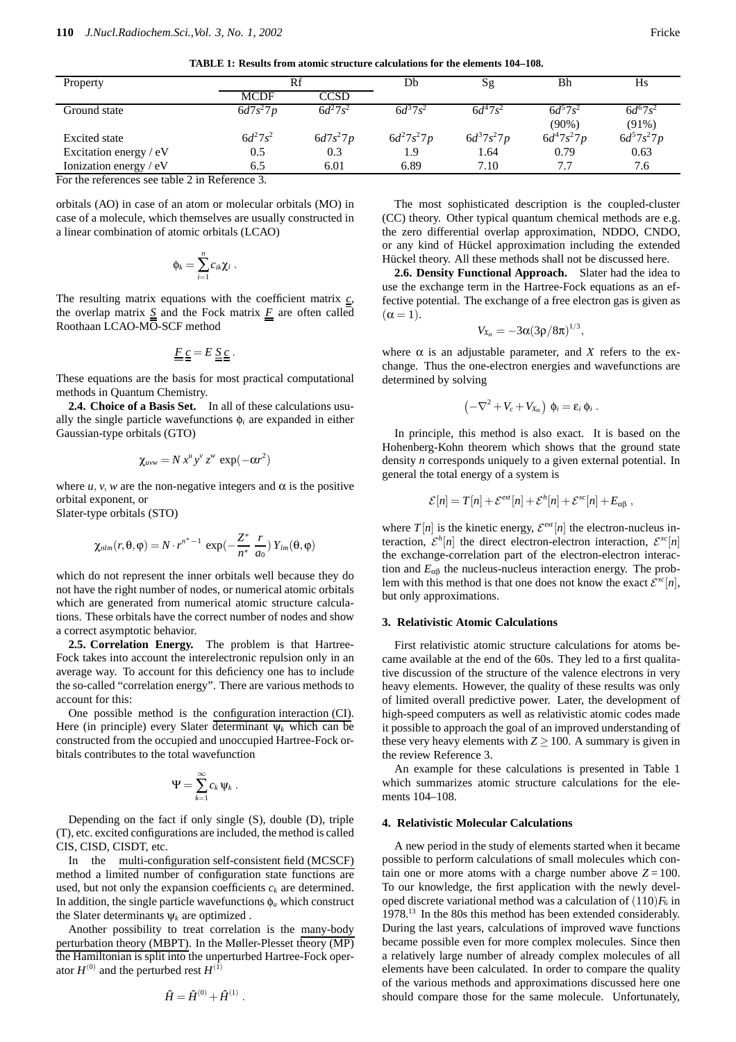**TABLE 1: Results from atomic structure calculations for the elements 104–108.**

| Property | Rf | | Db | Sg | Bh | Hs |
|---|---|---|---|---|---|---|
| | MCDF | CCSD | | | | |
| Ground state | $6d7s^27p$ | $6d^27s^2$ | $6d^37s^2$ | $6d^47s^2$ | $6d^57s^2$ (90%) | $6d^67s^2$ (91%) |
| Excited state | $6d^27s^2$ | $6d7s^27p$ | $6d^27s^27p$ | $6d^37s^27p$ | $6d^47s^27p$ | $6d^57s^27p$ |
| Excitation energy / eV | 0.5 | 0.3 | 1.9 | 1.64 | 0.79 | 0.63 |
| Ionization energy / eV | 6.5 | 6.01 | 6.89 | 7.10 | 7.7 | 7.6 |

For the references see table 2 in Reference 3.

orbitals (AO) in case of an atom or molecular orbitals (MO) in case of a molecule, which themselves are usually constructed in a linear combination of atomic orbitals (LCAO)

$$\phi_k = \sum_{i=1}^{n} c_{ik}\chi_i \ .$$

The resulting matrix equations with the coefficient matrix $\underline{c}$, the overlap matrix $\underline{\underline{S}}$ and the Fock matrix $\underline{\underline{F}}$ are often called Roothaan LCAO-MO-SCF method

$$\underline{\underline{F}}\,\underline{c} = E\,\underline{\underline{S}}\,\underline{c} \ .$$

These equations are the basis for most practical computational methods in Quantum Chemistry.

**2.4. Choice of a Basis Set.** In all of these calculations usually the single particle wavefunctions $\phi_i$ are expanded in either Gaussian-type orbitals (GTO)

$$\chi_{uvw} = N\, x^u y^v z^w \exp(-\alpha r^2)$$

where $u, v, w$ are the non-negative integers and $\alpha$ is the positive orbital exponent, or
Slater-type orbitals (STO)

$$\chi_{nlm}(r,\theta,\varphi) = N \cdot r^{n^*-1} \exp(-\frac{Z^*}{n^*}\frac{r}{a_0})\, Y_{lm}(\theta,\varphi)$$

which do not represent the inner orbitals well because they do not have the right number of nodes, or numerical atomic orbitals which are generated from numerical atomic structure calculations. These orbitals have the correct number of nodes and show a correct asymptotic behavior.

**2.5. Correlation Energy.** The problem is that Hartree-Fock takes into account the interelectronic repulsion only in an average way. To account for this deficiency one has to include the so-called "correlation energy". There are various methods to account for this:

One possible method is the configuration interaction (CI). Here (in principle) every Slater determinant $\psi_k$ which can be constructed from the occupied and unoccupied Hartree-Fock orbitals contributes to the total wavefunction

$$\Psi = \sum_{k=1}^{\infty} c_k\,\psi_k \ .$$

Depending on the fact if only single (S), double (D), triple (T), etc. excited configurations are included, the method is called CIS, CISD, CISDT, etc.

In the multi-configuration self-consistent field (MCSCF) method a limited number of configuration state functions are used, but not only the expansion coefficients $c_k$ are determined. In addition, the single particle wavefunctions $\phi_u$ which construct the Slater determinants $\psi_k$ are optimized .

Another possibility to treat correlation is the many-body perturbation theory (MBPT). In the Møller-Plesset theory (MP) the Hamiltonian is split into the unperturbed Hartree-Fock operator $H^{(0)}$ and the perturbed rest $H^{(1)}$

$$\hat{H} = \hat{H}^{(0)} + \hat{H}^{(1)} \ .$$

The most sophisticated description is the coupled-cluster (CC) theory. Other typical quantum chemical methods are e.g. the zero differential overlap approximation, NDDO, CNDO, or any kind of Hückel approximation including the extended Hückel theory. All these methods shall not be discussed here.

**2.6. Density Functional Approach.** Slater had the idea to use the exchange term in the Hartree-Fock equations as an effective potential. The exchange of a free electron gas is given as ($\alpha = 1$).

$$V_{X_\alpha} = -3\alpha(3\rho/8\pi)^{1/3},$$

where $\alpha$ is an adjustable parameter, and $X$ refers to the exchange. Thus the one-electron energies and wavefunctions are determined by solving

$$\left(-\nabla^2 + V_c + V_{X_\alpha}\right)\,\phi_i = \varepsilon_i\,\phi_i \ .$$

In principle, this method is also exact. It is based on the Hohenberg-Kohn theorem which shows that the ground state density $n$ corresponds uniquely to a given external potential. In general the total energy of a system is

$$\mathcal{E}[n] = T[n] + \mathcal{E}^{ext}[n] + \mathcal{E}^{h}[n] + \mathcal{E}^{xc}[n] + E_{\alpha\beta} \ ,$$

where $T[n]$ is the kinetic energy, $\mathcal{E}^{ext}[n]$ the electron-nucleus interaction, $\mathcal{E}^{h}[n]$ the direct electron-electron interaction, $\mathcal{E}^{xc}[n]$ the exchange-correlation part of the electron-electron interaction and $E_{\alpha\beta}$ the nucleus-nucleus interaction energy. The problem with this method is that one does not know the exact $\mathcal{E}^{xc}[n]$, but only approximations.

## 3. Relativistic Atomic Calculations

First relativistic atomic structure calculations for atoms became available at the end of the 60s. They led to a first qualitative discussion of the structure of the valence electrons in very heavy elements. However, the quality of these results was only of limited overall predictive power. Later, the development of high-speed computers as well as relativistic atomic codes made it possible to approach the goal of an improved understanding of these very heavy elements with $Z \geq 100$. A summary is given in the review Reference 3.

An example for these calculations is presented in Table 1 which summarizes atomic structure calculations for the elements 104–108.

## 4. Relativistic Molecular Calculations

A new period in the study of elements started when it became possible to perform calculations of small molecules which contain one or more atoms with a charge number above $Z = 100$. To our knowledge, the first application with the newly developed discrete variational method was a calculation of $(110)F_6$ in 1978.[13] In the 80s this method has been extended considerably. During the last years, calculations of improved wave functions became possible even for more complex molecules. Since then a relatively large number of already complex molecules of all elements have been calculated. In order to compare the quality of the various methods and approximations discussed here one should compare those for the same molecule. Unfortunately,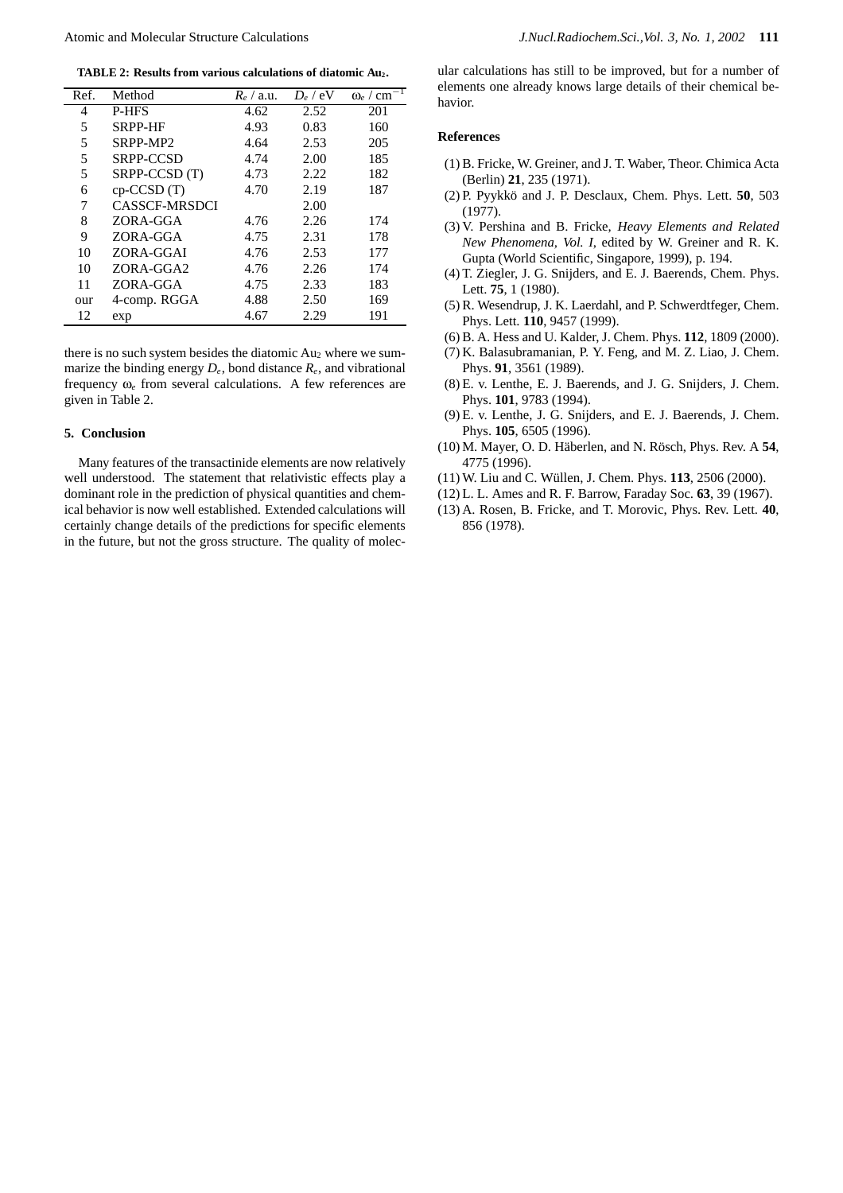**TABLE 2: Results from various calculations of diatomic $Au_2$.**

| Ref. | Method | $R_e$ / a.u. | $D_e$ / eV | $\omega_e$ / $cm^{-1}$ |
|---|---|---|---|---|
| 4 | P-HFS | 4.62 | 2.52 | 201 |
| 5 | SRPP-HF | 4.93 | 0.83 | 160 |
| 5 | SRPP-MP2 | 4.64 | 2.53 | 205 |
| 5 | SRPP-CCSD | 4.74 | 2.00 | 185 |
| 5 | SRPP-CCSD (T) | 4.73 | 2.22 | 182 |
| 6 | cp-CCSD (T) | 4.70 | 2.19 | 187 |
| 7 | CASSCF-MRSDCI | | 2.00 | |
| 8 | ZORA-GGA | 4.76 | 2.26 | 174 |
| 9 | ZORA-GGA | 4.75 | 2.31 | 178 |
| 10 | ZORA-GGAI | 4.76 | 2.53 | 177 |
| 10 | ZORA-GGA2 | 4.76 | 2.26 | 174 |
| 11 | ZORA-GGA | 4.75 | 2.33 | 183 |
| our | 4-comp. RGGA | 4.88 | 2.50 | 169 |
| 12 | exp | 4.67 | 2.29 | 191 |

there is no such system besides the diatomic $Au_2$ where we summarize the binding energy $D_e$, bond distance $R_e$, and vibrational frequency $\omega_e$ from several calculations. A few references are given in Table 2.

## 5. Conclusion

Many features of the transactinide elements are now relatively well understood. The statement that relativistic effects play a dominant role in the prediction of physical quantities and chemical behavior is now well established. Extended calculations will certainly change details of the predictions for specific elements in the future, but not the gross structure. The quality of molecular calculations has still to be improved, but for a number of elements one already knows large details of their chemical behavior.

## References

(1) B. Fricke, W. Greiner, and J. T. Waber, Theor. Chimica Acta (Berlin) **21**, 235 (1971).

(2) P. Pyykkö and J. P. Desclaux, Chem. Phys. Lett. **50**, 503 (1977).

(3) V. Pershina and B. Fricke, *Heavy Elements and Related New Phenomena, Vol. I*, edited by W. Greiner and R. K. Gupta (World Scientific, Singapore, 1999), p. 194.

(4) T. Ziegler, J. G. Snijders, and E. J. Baerends, Chem. Phys. Lett. **75**, 1 (1980).

(5) R. Wesendrup, J. K. Laerdahl, and P. Schwerdtfeger, Chem. Phys. Lett. **110**, 9457 (1999).

(6) B. A. Hess and U. Kalder, J. Chem. Phys. **112**, 1809 (2000).

(7) K. Balasubramanian, P. Y. Feng, and M. Z. Liao, J. Chem. Phys. **91**, 3561 (1989).

(8) E. v. Lenthe, E. J. Baerends, and J. G. Snijders, J. Chem. Phys. **101**, 9783 (1994).

(9) E. v. Lenthe, J. G. Snijders, and E. J. Baerends, J. Chem. Phys. **105**, 6505 (1996).

(10) M. Mayer, O. D. Häberlen, and N. Rösch, Phys. Rev. A **54**, 4775 (1996).

(11) W. Liu and C. Wüllen, J. Chem. Phys. **113**, 2506 (2000).

(12) L. L. Ames and R. F. Barrow, Faraday Soc. **63**, 39 (1967).

(13) A. Rosen, B. Fricke, and T. Morovic, Phys. Rev. Lett. **40**, 856 (1978).